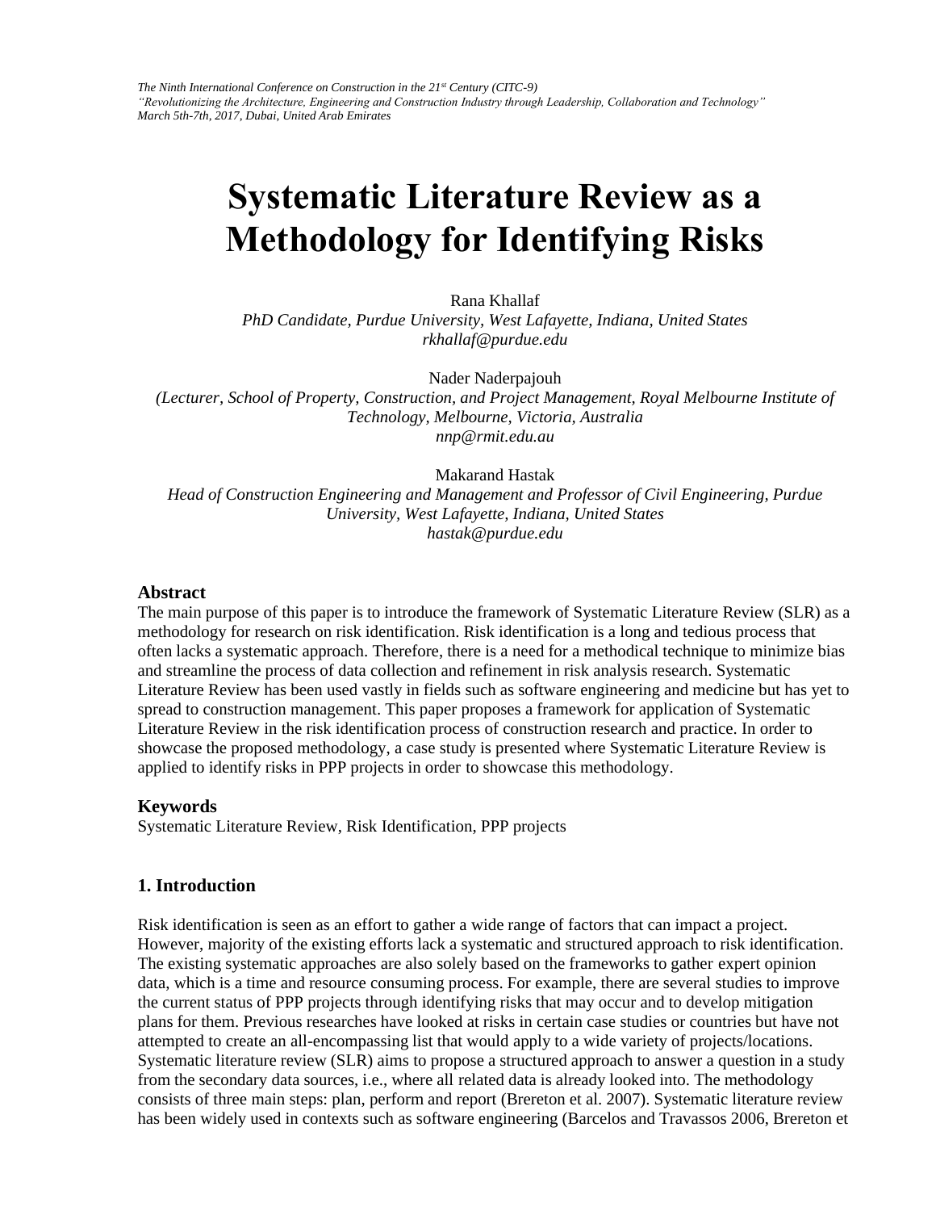*The Ninth International Conference on Construction in the 21st Century (CITC-9)*
*"Revolutionizing the Architecture, Engineering and Construction Industry through Leadership, Collaboration and Technology"*
*March 5th-7th, 2017, Dubai, United Arab Emirates*

# Systematic Literature Review as a Methodology for Identifying Risks

Rana Khallaf
*PhD Candidate, Purdue University, West Lafayette, Indiana, United States*
*rkhallaf@purdue.edu*

Nader Naderpajouh
*(Lecturer, School of Property, Construction, and Project Management, Royal Melbourne Institute of Technology, Melbourne, Victoria, Australia*
*nnp@rmit.edu.au*

Makarand Hastak
*Head of Construction Engineering and Management and Professor of Civil Engineering, Purdue University, West Lafayette, Indiana, United States*
*hastak@purdue.edu*

### Abstract

The main purpose of this paper is to introduce the framework of Systematic Literature Review (SLR) as a methodology for research on risk identification. Risk identification is a long and tedious process that often lacks a systematic approach. Therefore, there is a need for a methodical technique to minimize bias and streamline the process of data collection and refinement in risk analysis research. Systematic Literature Review has been used vastly in fields such as software engineering and medicine but has yet to spread to construction management. This paper proposes a framework for application of Systematic Literature Review in the risk identification process of construction research and practice. In order to showcase the proposed methodology, a case study is presented where Systematic Literature Review is applied to identify risks in PPP projects in order to showcase this methodology.

### Keywords

Systematic Literature Review, Risk Identification, PPP projects

## 1. Introduction

Risk identification is seen as an effort to gather a wide range of factors that can impact a project. However, majority of the existing efforts lack a systematic and structured approach to risk identification. The existing systematic approaches are also solely based on the frameworks to gather expert opinion data, which is a time and resource consuming process. For example, there are several studies to improve the current status of PPP projects through identifying risks that may occur and to develop mitigation plans for them. Previous researches have looked at risks in certain case studies or countries but have not attempted to create an all-encompassing list that would apply to a wide variety of projects/locations. Systematic literature review (SLR) aims to propose a structured approach to answer a question in a study from the secondary data sources, i.e., where all related data is already looked into. The methodology consists of three main steps: plan, perform and report (Brereton et al. 2007). Systematic literature review has been widely used in contexts such as software engineering (Barcelos and Travassos 2006, Brereton et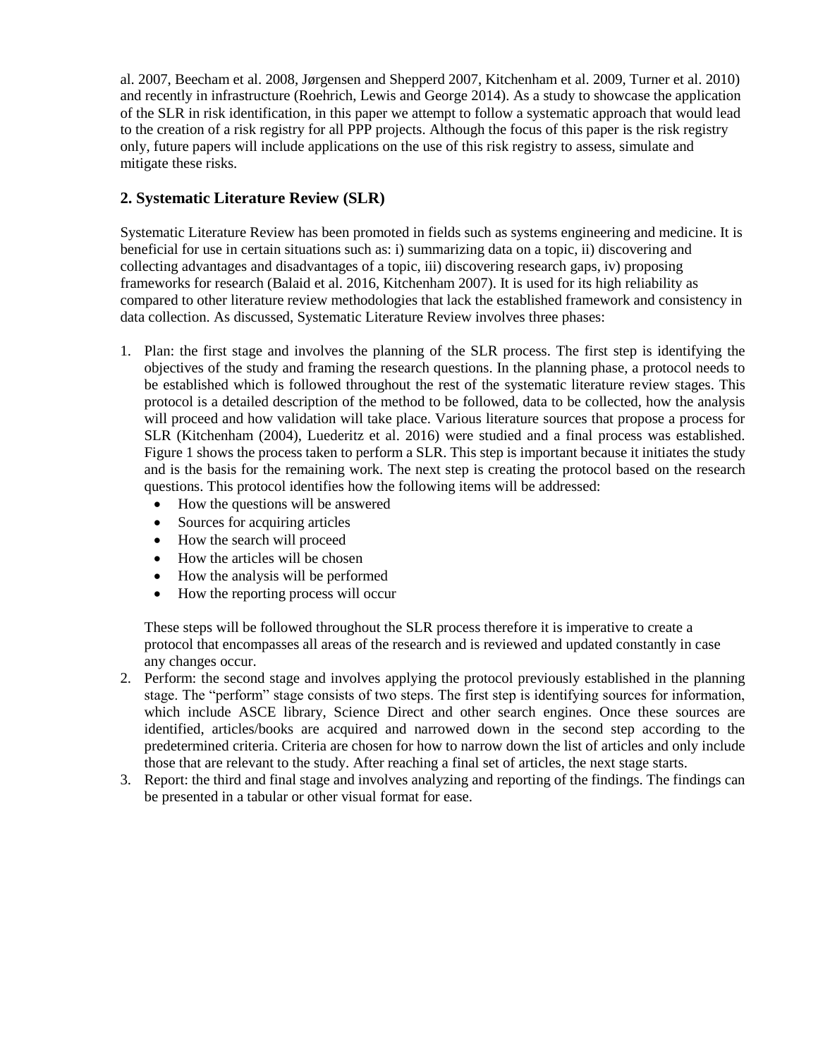al. 2007, Beecham et al. 2008, Jørgensen and Shepperd 2007, Kitchenham et al. 2009, Turner et al. 2010) and recently in infrastructure (Roehrich, Lewis and George 2014). As a study to showcase the application of the SLR in risk identification, in this paper we attempt to follow a systematic approach that would lead to the creation of a risk registry for all PPP projects. Although the focus of this paper is the risk registry only, future papers will include applications on the use of this risk registry to assess, simulate and mitigate these risks.

## 2. Systematic Literature Review (SLR)

Systematic Literature Review has been promoted in fields such as systems engineering and medicine. It is beneficial for use in certain situations such as: i) summarizing data on a topic, ii) discovering and collecting advantages and disadvantages of a topic, iii) discovering research gaps, iv) proposing frameworks for research (Balaid et al. 2016, Kitchenham 2007). It is used for its high reliability as compared to other literature review methodologies that lack the established framework and consistency in data collection. As discussed, Systematic Literature Review involves three phases:

1. Plan: the first stage and involves the planning of the SLR process. The first step is identifying the objectives of the study and framing the research questions. In the planning phase, a protocol needs to be established which is followed throughout the rest of the systematic literature review stages. This protocol is a detailed description of the method to be followed, data to be collected, how the analysis will proceed and how validation will take place. Various literature sources that propose a process for SLR (Kitchenham (2004), Luederitz et al. 2016) were studied and a final process was established. Figure 1 shows the process taken to perform a SLR. This step is important because it initiates the study and is the basis for the remaining work. The next step is creating the protocol based on the research questions. This protocol identifies how the following items will be addressed:
   - How the questions will be answered
   - Sources for acquiring articles
   - How the search will proceed
   - How the articles will be chosen
   - How the analysis will be performed
   - How the reporting process will occur

   These steps will be followed throughout the SLR process therefore it is imperative to create a protocol that encompasses all areas of the research and is reviewed and updated constantly in case any changes occur.
2. Perform: the second stage and involves applying the protocol previously established in the planning stage. The "perform" stage consists of two steps. The first step is identifying sources for information, which include ASCE library, Science Direct and other search engines. Once these sources are identified, articles/books are acquired and narrowed down in the second step according to the predetermined criteria. Criteria are chosen for how to narrow down the list of articles and only include those that are relevant to the study. After reaching a final set of articles, the next stage starts.
3. Report: the third and final stage and involves analyzing and reporting of the findings. The findings can be presented in a tabular or other visual format for ease.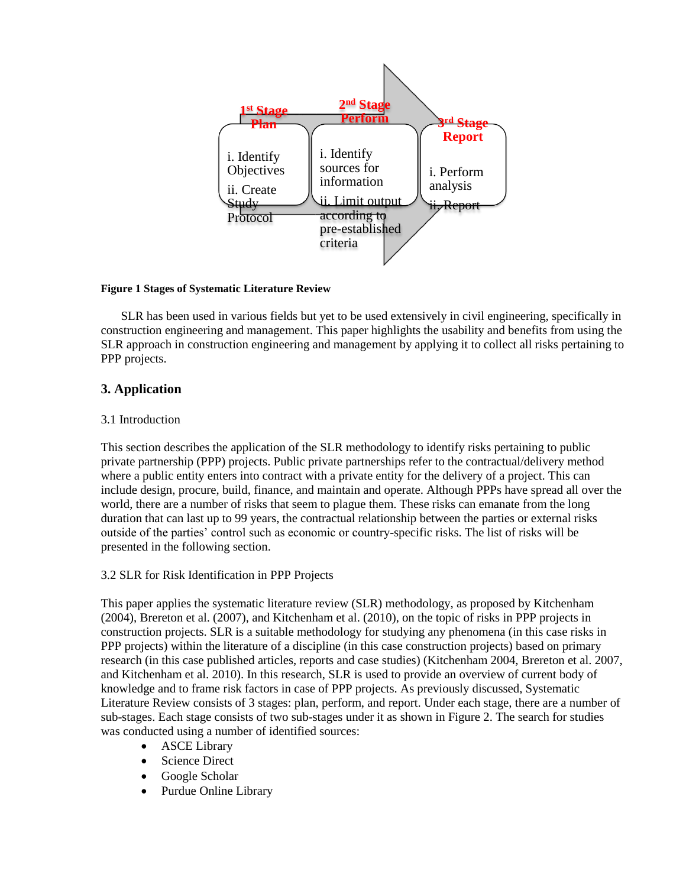1st Stage Plan

i. Identify Objectives

ii. Create Study Protocol

2nd Stage Perform

i. Identify sources for information

ii. Limit output according to pre-established criteria

3rd Stage Report

i. Perform analysis

ii. Report

**Figure 1 Stages of Systematic Literature Review**

SLR has been used in various fields but yet to be used extensively in civil engineering, specifically in construction engineering and management. This paper highlights the usability and benefits from using the SLR approach in construction engineering and management by applying it to collect all risks pertaining to PPP projects.

## 3. Application

### 3.1 Introduction

This section describes the application of the SLR methodology to identify risks pertaining to public private partnership (PPP) projects. Public private partnerships refer to the contractual/delivery method where a public entity enters into contract with a private entity for the delivery of a project. This can include design, procure, build, finance, and maintain and operate. Although PPPs have spread all over the world, there are a number of risks that seem to plague them. These risks can emanate from the long duration that can last up to 99 years, the contractual relationship between the parties or external risks outside of the parties' control such as economic or country-specific risks. The list of risks will be presented in the following section.

### 3.2 SLR for Risk Identification in PPP Projects

This paper applies the systematic literature review (SLR) methodology, as proposed by Kitchenham (2004), Brereton et al. (2007), and Kitchenham et al. (2010), on the topic of risks in PPP projects in construction projects. SLR is a suitable methodology for studying any phenomena (in this case risks in PPP projects) within the literature of a discipline (in this case construction projects) based on primary research (in this case published articles, reports and case studies) (Kitchenham 2004, Brereton et al. 2007, and Kitchenham et al. 2010). In this research, SLR is used to provide an overview of current body of knowledge and to frame risk factors in case of PPP projects. As previously discussed, Systematic Literature Review consists of 3 stages: plan, perform, and report. Under each stage, there are a number of sub-stages. Each stage consists of two sub-stages under it as shown in Figure 2. The search for studies was conducted using a number of identified sources:

- ASCE Library
- Science Direct
- Google Scholar
- Purdue Online Library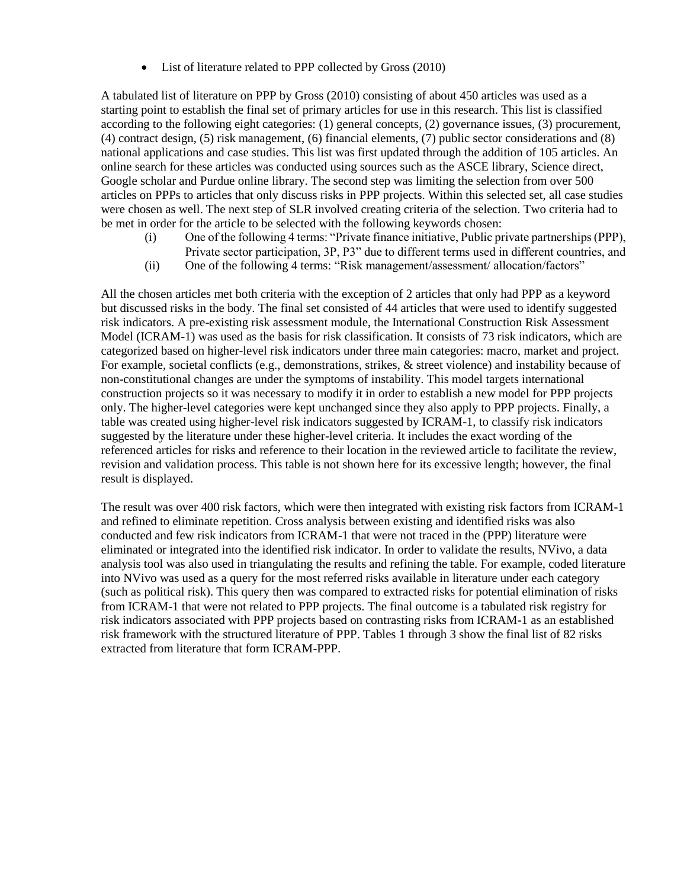- List of literature related to PPP collected by Gross (2010)

A tabulated list of literature on PPP by Gross (2010) consisting of about 450 articles was used as a starting point to establish the final set of primary articles for use in this research. This list is classified according to the following eight categories: (1) general concepts, (2) governance issues, (3) procurement, (4) contract design, (5) risk management, (6) financial elements, (7) public sector considerations and (8) national applications and case studies. This list was first updated through the addition of 105 articles. An online search for these articles was conducted using sources such as the ASCE library, Science direct, Google scholar and Purdue online library. The second step was limiting the selection from over 500 articles on PPPs to articles that only discuss risks in PPP projects. Within this selected set, all case studies were chosen as well. The next step of SLR involved creating criteria of the selection. Two criteria had to be met in order for the article to be selected with the following keywords chosen:

(i) One of the following 4 terms: "Private finance initiative, Public private partnerships (PPP), Private sector participation, 3P, P3" due to different terms used in different countries, and
(ii) One of the following 4 terms: "Risk management/assessment/ allocation/factors"

All the chosen articles met both criteria with the exception of 2 articles that only had PPP as a keyword but discussed risks in the body. The final set consisted of 44 articles that were used to identify suggested risk indicators. A pre-existing risk assessment module, the International Construction Risk Assessment Model (ICRAM-1) was used as the basis for risk classification. It consists of 73 risk indicators, which are categorized based on higher-level risk indicators under three main categories: macro, market and project. For example, societal conflicts (e.g., demonstrations, strikes, & street violence) and instability because of non-constitutional changes are under the symptoms of instability. This model targets international construction projects so it was necessary to modify it in order to establish a new model for PPP projects only. The higher-level categories were kept unchanged since they also apply to PPP projects. Finally, a table was created using higher-level risk indicators suggested by ICRAM-1, to classify risk indicators suggested by the literature under these higher-level criteria. It includes the exact wording of the referenced articles for risks and reference to their location in the reviewed article to facilitate the review, revision and validation process. This table is not shown here for its excessive length; however, the final result is displayed.

The result was over 400 risk factors, which were then integrated with existing risk factors from ICRAM-1 and refined to eliminate repetition. Cross analysis between existing and identified risks was also conducted and few risk indicators from ICRAM-1 that were not traced in the (PPP) literature were eliminated or integrated into the identified risk indicator. In order to validate the results, NVivo, a data analysis tool was also used in triangulating the results and refining the table. For example, coded literature into NVivo was used as a query for the most referred risks available in literature under each category (such as political risk). This query then was compared to extracted risks for potential elimination of risks from ICRAM-1 that were not related to PPP projects. The final outcome is a tabulated risk registry for risk indicators associated with PPP projects based on contrasting risks from ICRAM-1 as an established risk framework with the structured literature of PPP. Tables 1 through 3 show the final list of 82 risks extracted from literature that form ICRAM-PPP.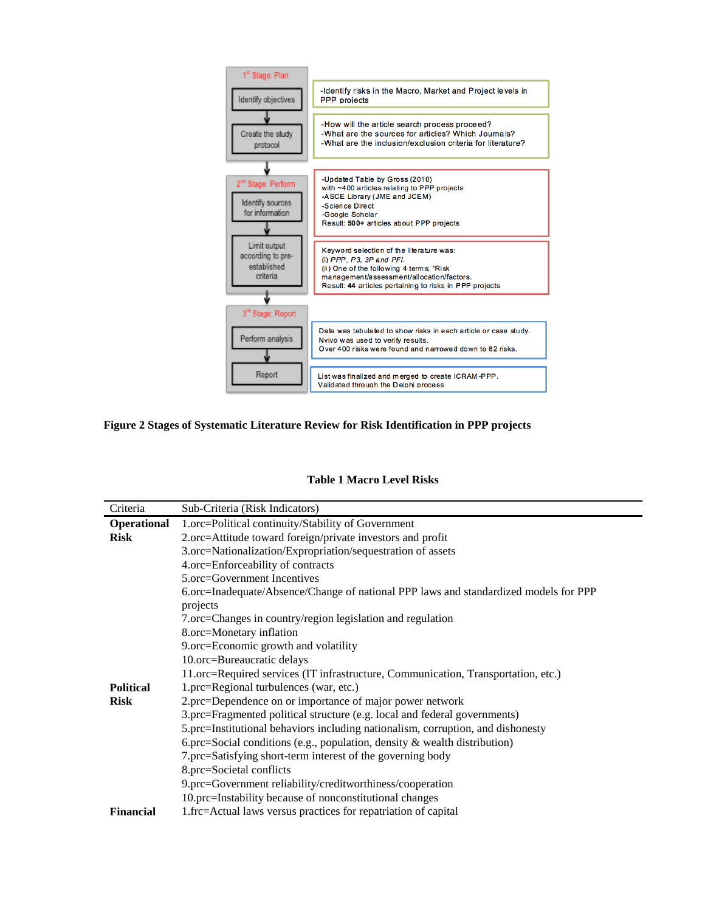| Stage | Step | Description |
|---|---|---|
| 1st Stage: Plan | Identify objectives | -Identify risks in the Macro, Market and Project levels in PPP projects |
| | Create the study protocol | -How will the article search process proceed? -What are the sources for articles? Which Journals? -What are the inclusion/exclusion criteria for literature? |
| 2nd Stage: Perform | Identify sources for information | -Updated Table by Gross (2010) with ~400 articles relating to PPP projects -ASCE Library (JME and JCEM) -Science Direct -Google Scholar Result: **500+** articles about PPP projects |
| | Limit output according to pre-established criteria | Keyword selection of the literature was: (i) *PPP, P3, 3P and PFI.* (ii) One of the following 4 terms: "Risk management/assessment/allocation/factors. Result: **44** articles pertaining to risks in PPP projects |
| 3rd Stage: Report | Perform analysis | Data was tabulated to show risks in each article or case study. Nvivo was used to verify results. Over 400 risks were found and narrowed down to 82 risks. |
| | Report | List was finalized and merged to create ICRAM-PPP. Validated through the Delphi process |

**Figure 2 Stages of Systematic Literature Review for Risk Identification in PPP projects**

**Table 1 Macro Level Risks**

| Criteria | Sub-Criteria (Risk Indicators) |
|---|---|
| **Operational Risk** | 1.orc=Political continuity/Stability of Government |
| | 2.orc=Attitude toward foreign/private investors and profit |
| | 3.orc=Nationalization/Expropriation/sequestration of assets |
| | 4.orc=Enforceability of contracts |
| | 5.orc=Government Incentives |
| | 6.orc=Inadequate/Absence/Change of national PPP laws and standardized models for PPP projects |
| | 7.orc=Changes in country/region legislation and regulation |
| | 8.orc=Monetary inflation |
| | 9.orc=Economic growth and volatility |
| | 10.orc=Bureaucratic delays |
| | 11.orc=Required services (IT infrastructure, Communication, Transportation, etc.) |
| **Political Risk** | 1.prc=Regional turbulences (war, etc.) |
| | 2.prc=Dependence on or importance of major power network |
| | 3.prc=Fragmented political structure (e.g. local and federal governments) |
| | 5.prc=Institutional behaviors including nationalism, corruption, and dishonesty |
| | 6.prc=Social conditions (e.g., population, density & wealth distribution) |
| | 7.prc=Satisfying short-term interest of the governing body |
| | 8.prc=Societal conflicts |
| | 9.prc=Government reliability/creditworthiness/cooperation |
| | 10.prc=Instability because of nonconstitutional changes |
| **Financial** | 1.frc=Actual laws versus practices for repatriation of capital |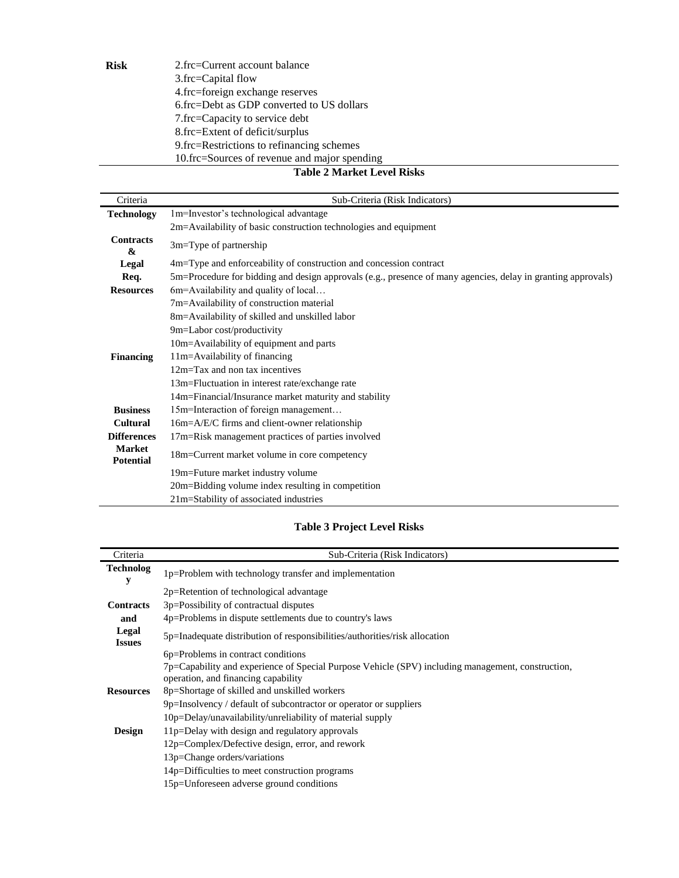| Risk | 2.frc=Current account balance |
|---|---|
| | 3.frc=Capital flow |
| | 4.frc=foreign exchange reserves |
| | 6.frc=Debt as GDP converted to US dollars |
| | 7.frc=Capacity to service debt |
| | 8.frc=Extent of deficit/surplus |
| | 9.frc=Restrictions to refinancing schemes |
| | 10.frc=Sources of revenue and major spending |

**Table 2 Market Level Risks**

| Criteria | Sub-Criteria (Risk Indicators) |
|---|---|
| **Technology** | 1m=Investor's technological advantage |
| | 2m=Availability of basic construction technologies and equipment |
| **Contracts &** | 3m=Type of partnership |
| **Legal** | 4m=Type and enforceability of construction and concession contract |
| **Req.** | 5m=Procedure for bidding and design approvals (e.g., presence of many agencies, delay in granting approvals) |
| **Resources** | 6m=Availability and quality of local… |
| | 7m=Availability of construction material |
| | 8m=Availability of skilled and unskilled labor |
| | 9m=Labor cost/productivity |
| | 10m=Availability of equipment and parts |
| **Financing** | 11m=Availability of financing |
| | 12m=Tax and non tax incentives |
| | 13m=Fluctuation in interest rate/exchange rate |
| | 14m=Financial/Insurance market maturity and stability |
| **Business** | 15m=Interaction of foreign management… |
| **Cultural** | 16m=A/E/C firms and client-owner relationship |
| **Differences** | 17m=Risk management practices of parties involved |
| **Market Potential** | 18m=Current market volume in core competency |
| | 19m=Future market industry volume |
| | 20m=Bidding volume index resulting in competition |
| | 21m=Stability of associated industries |

**Table 3 Project Level Risks**

| Criteria | Sub-Criteria (Risk Indicators) |
|---|---|
| **Technology** | 1p=Problem with technology transfer and implementation |
| | 2p=Retention of technological advantage |
| **Contracts** | 3p=Possibility of contractual disputes |
| **and** | 4p=Problems in dispute settlements due to country's laws |
| **Legal Issues** | 5p=Inadequate distribution of responsibilities/authorities/risk allocation |
| | 6p=Problems in contract conditions |
| | 7p=Capability and experience of Special Purpose Vehicle (SPV) including management, construction, operation, and financing capability |
| **Resources** | 8p=Shortage of skilled and unskilled workers |
| | 9p=Insolvency / default of subcontractor or operator or suppliers |
| | 10p=Delay/unavailability/unreliability of material supply |
| **Design** | 11p=Delay with design and regulatory approvals |
| | 12p=Complex/Defective design, error, and rework |
| | 13p=Change orders/variations |
| | 14p=Difficulties to meet construction programs |
| | 15p=Unforeseen adverse ground conditions |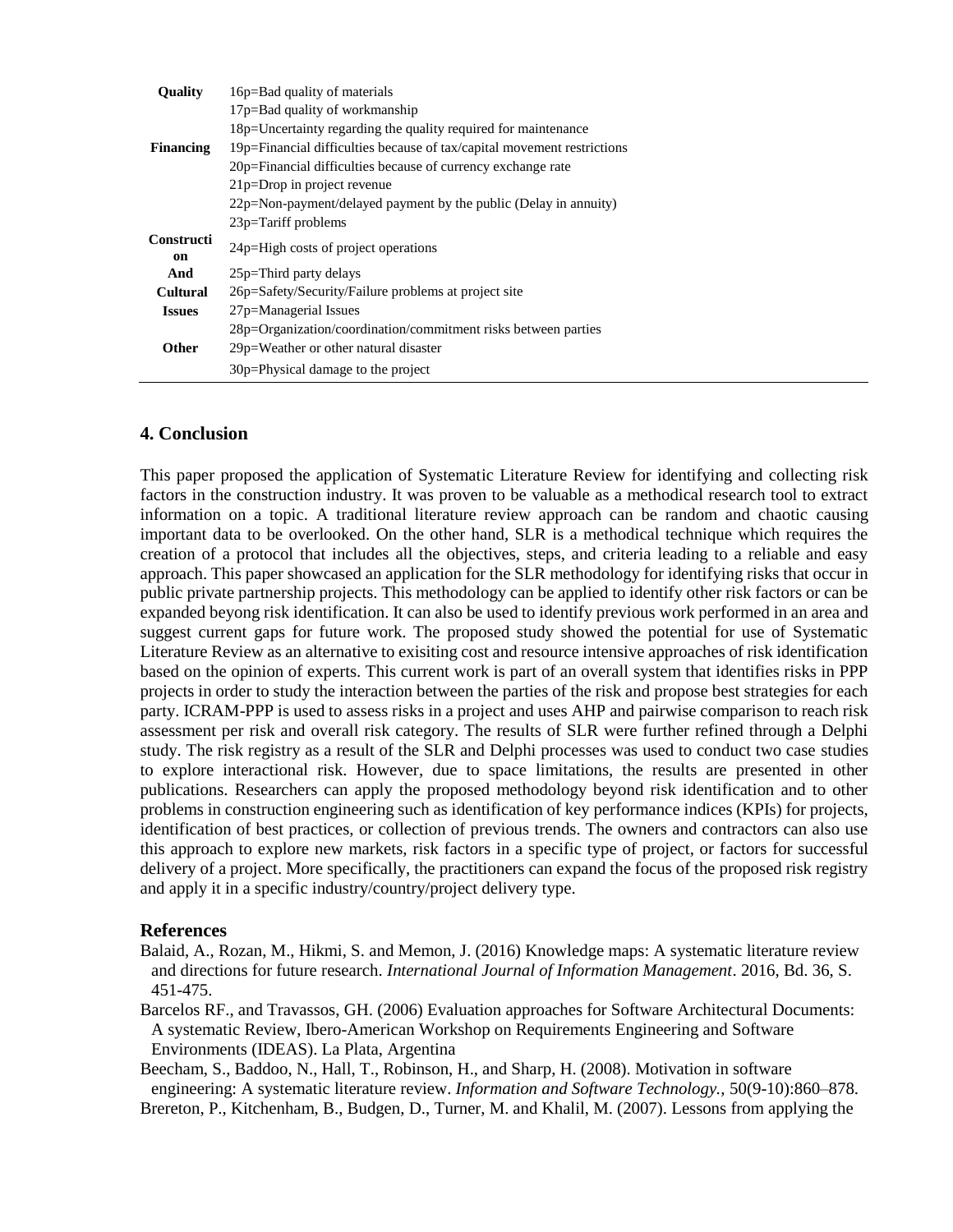| | |
|---|---|
| **Quality** | 16p=Bad quality of materials |
| | 17p=Bad quality of workmanship |
| | 18p=Uncertainty regarding the quality required for maintenance |
| **Financing** | 19p=Financial difficulties because of tax/capital movement restrictions |
| | 20p=Financial difficulties because of currency exchange rate |
| | 21p=Drop in project revenue |
| | 22p=Non-payment/delayed payment by the public (Delay in annuity) |
| | 23p=Tariff problems |
| **Construction** | 24p=High costs of project operations |
| **And** | 25p=Third party delays |
| **Cultural** | 26p=Safety/Security/Failure problems at project site |
| **Issues** | 27p=Managerial Issues |
| | 28p=Organization/coordination/commitment risks between parties |
| **Other** | 29p=Weather or other natural disaster |
| | 30p=Physical damage to the project |

## 4. Conclusion

This paper proposed the application of Systematic Literature Review for identifying and collecting risk factors in the construction industry. It was proven to be valuable as a methodical research tool to extract information on a topic. A traditional literature review approach can be random and chaotic causing important data to be overlooked. On the other hand, SLR is a methodical technique which requires the creation of a protocol that includes all the objectives, steps, and criteria leading to a reliable and easy approach. This paper showcased an application for the SLR methodology for identifying risks that occur in public private partnership projects. This methodology can be applied to identify other risk factors or can be expanded beyong risk identification. It can also be used to identify previous work performed in an area and suggest current gaps for future work. The proposed study showed the potential for use of Systematic Literature Review as an alternative to exisiting cost and resource intensive approaches of risk identification based on the opinion of experts. This current work is part of an overall system that identifies risks in PPP projects in order to study the interaction between the parties of the risk and propose best strategies for each party. ICRAM-PPP is used to assess risks in a project and uses AHP and pairwise comparison to reach risk assessment per risk and overall risk category. The results of SLR were further refined through a Delphi study. The risk registry as a result of the SLR and Delphi processes was used to conduct two case studies to explore interactional risk. However, due to space limitations, the results are presented in other publications. Researchers can apply the proposed methodology beyond risk identification and to other problems in construction engineering such as identification of key performance indices (KPIs) for projects, identification of best practices, or collection of previous trends. The owners and contractors can also use this approach to explore new markets, risk factors in a specific type of project, or factors for successful delivery of a project. More specifically, the practitioners can expand the focus of the proposed risk registry and apply it in a specific industry/country/project delivery type.

## References

Balaid, A., Rozan, M., Hikmi, S. and Memon, J. (2016) Knowledge maps: A systematic literature review and directions for future research. *International Journal of Information Management*. 2016, Bd. 36, S. 451-475.

Barcelos RF., and Travassos, GH. (2006) Evaluation approaches for Software Architectural Documents: A systematic Review, Ibero-American Workshop on Requirements Engineering and Software Environments (IDEAS). La Plata, Argentina

Beecham, S., Baddoo, N., Hall, T., Robinson, H., and Sharp, H. (2008). Motivation in software engineering: A systematic literature review. *Information and Software Technology.*, 50(9-10):860–878.

Brereton, P., Kitchenham, B., Budgen, D., Turner, M. and Khalil, M. (2007). Lessons from applying the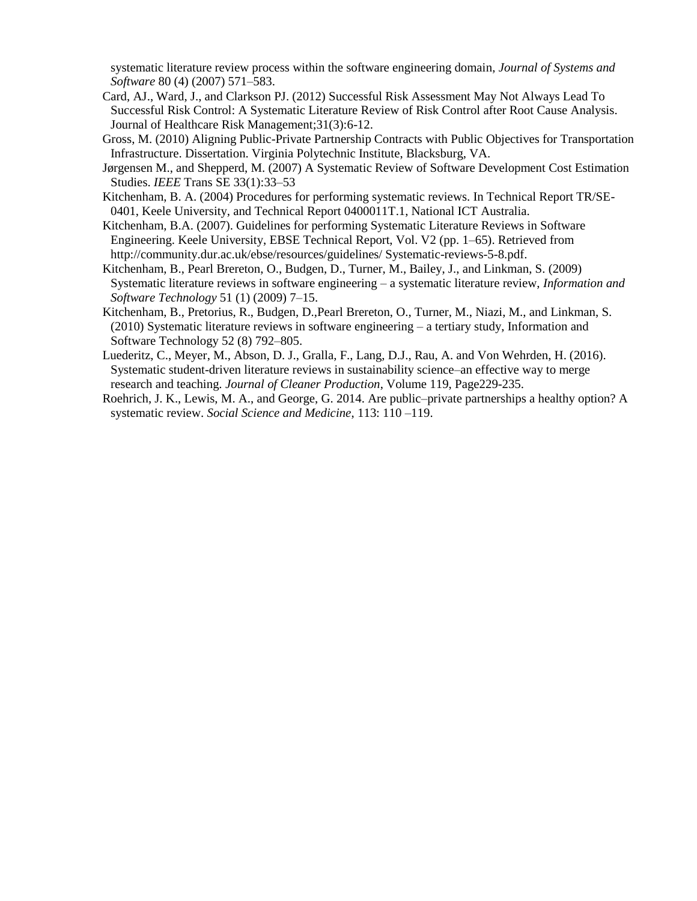systematic literature review process within the software engineering domain, *Journal of Systems and Software* 80 (4) (2007) 571–583.

Card, AJ., Ward, J., and Clarkson PJ. (2012) Successful Risk Assessment May Not Always Lead To Successful Risk Control: A Systematic Literature Review of Risk Control after Root Cause Analysis. Journal of Healthcare Risk Management;31(3):6-12.

Gross, M. (2010) Aligning Public-Private Partnership Contracts with Public Objectives for Transportation Infrastructure. Dissertation. Virginia Polytechnic Institute, Blacksburg, VA.

Jørgensen M., and Shepperd, M. (2007) A Systematic Review of Software Development Cost Estimation Studies. *IEEE* Trans SE 33(1):33–53

Kitchenham, B. A. (2004) Procedures for performing systematic reviews. In Technical Report TR/SE-0401, Keele University, and Technical Report 0400011T.1, National ICT Australia.

Kitchenham, B.A. (2007). Guidelines for performing Systematic Literature Reviews in Software Engineering. Keele University, EBSE Technical Report, Vol. V2 (pp. 1–65). Retrieved from http://community.dur.ac.uk/ebse/resources/guidelines/ Systematic-reviews-5-8.pdf.

Kitchenham, B., Pearl Brereton, O., Budgen, D., Turner, M., Bailey, J., and Linkman, S. (2009) Systematic literature reviews in software engineering – a systematic literature review, *Information and Software Technology* 51 (1) (2009) 7–15.

Kitchenham, B., Pretorius, R., Budgen, D.,Pearl Brereton, O., Turner, M., Niazi, M., and Linkman, S. (2010) Systematic literature reviews in software engineering – a tertiary study, Information and Software Technology 52 (8) 792–805.

Luederitz, C., Meyer, M., Abson, D. J., Gralla, F., Lang, D.J., Rau, A. and Von Wehrden, H. (2016). Systematic student-driven literature reviews in sustainability science–an effective way to merge research and teaching. *Journal of Cleaner Production*, Volume 119, Page229-235.

Roehrich, J. K., Lewis, M. A., and George, G. 2014. Are public–private partnerships a healthy option? A systematic review. *Social Science and Medicine*, 113: 110 –119.